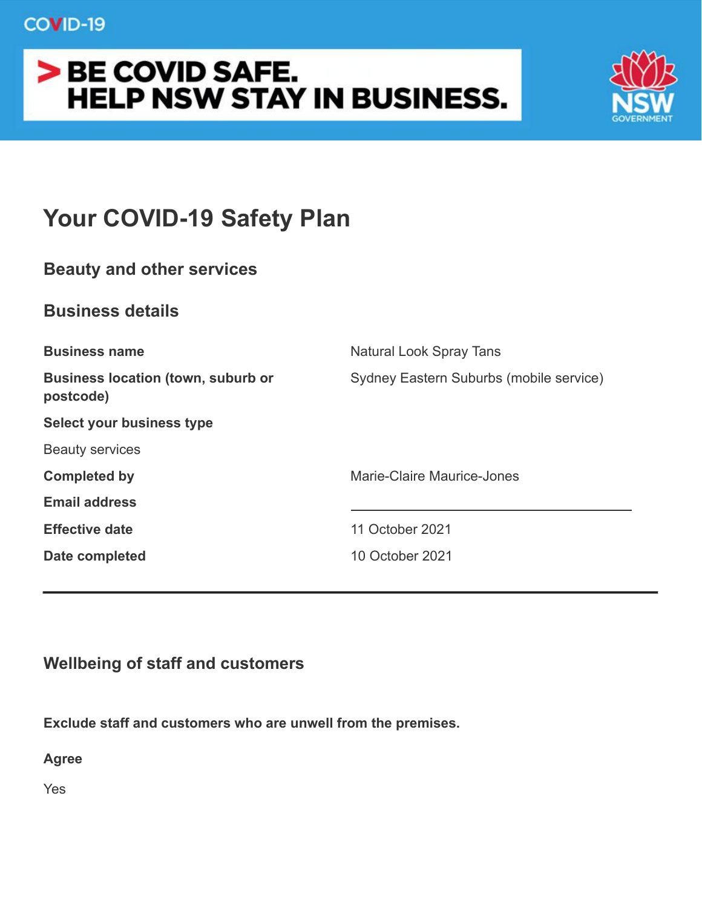COVID-19

**> BE COVID SAFE. HELP NSW STAY IN BUSINESS.**

NSW GOVERNMENT

# Your COVID-19 Safety Plan

## Beauty and other services

## Business details

| | |
|---|---|
| **Business name** | Natural Look Spray Tans |
| **Business location (town, suburb or postcode)** | Sydney Eastern Suburbs (mobile service) |
| **Select your business type** | |
| Beauty services | |
| **Completed by** | Marie-Claire Maurice-Jones |
| **Email address** | |
| **Effective date** | 11 October 2021 |
| **Date completed** | 10 October 2021 |

---

## Wellbeing of staff and customers

**Exclude staff and customers who are unwell from the premises.**

**Agree**

Yes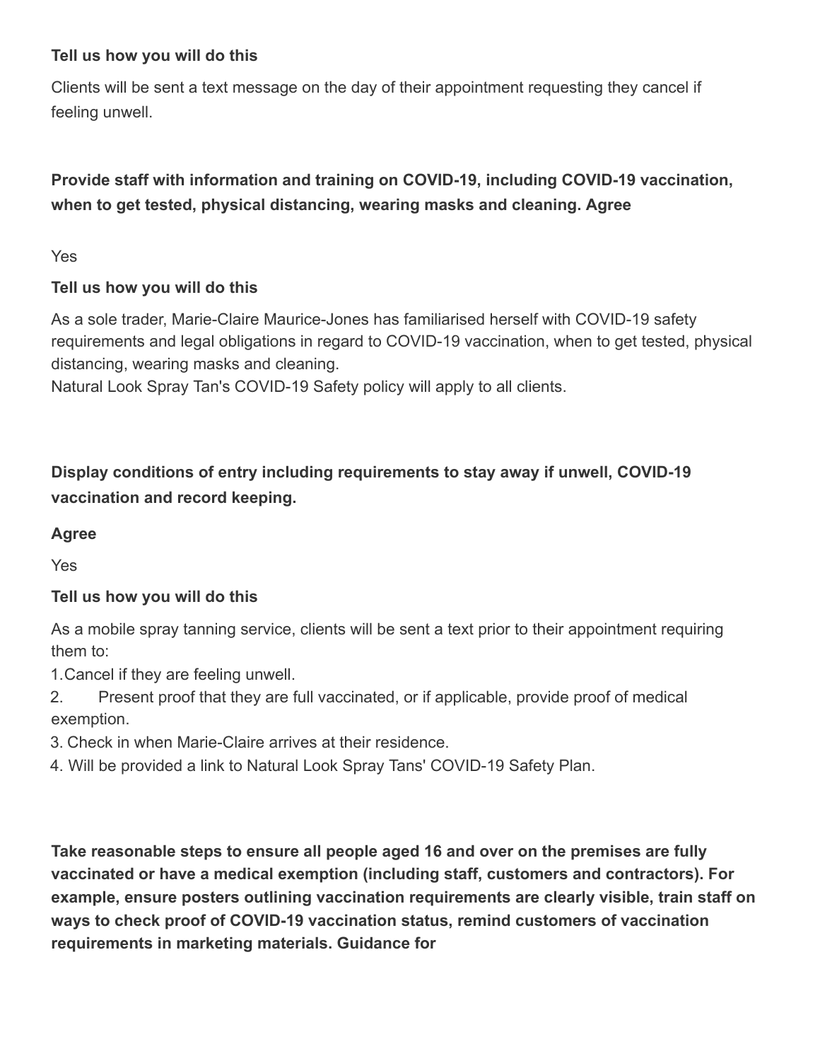**Tell us how you will do this**

Clients will be sent a text message on the day of their appointment requesting they cancel if feeling unwell.

**Provide staff with information and training on COVID-19, including COVID-19 vaccination, when to get tested, physical distancing, wearing masks and cleaning. Agree**

Yes

**Tell us how you will do this**

As a sole trader, Marie-Claire Maurice-Jones has familiarised herself with COVID-19 safety requirements and legal obligations in regard to COVID-19 vaccination, when to get tested, physical distancing, wearing masks and cleaning.
Natural Look Spray Tan's COVID-19 Safety policy will apply to all clients.

**Display conditions of entry including requirements to stay away if unwell, COVID-19 vaccination and record keeping.**

**Agree**

Yes

**Tell us how you will do this**

As a mobile spray tanning service, clients will be sent a text prior to their appointment requiring them to:

1. Cancel if they are feeling unwell.
2. Present proof that they are full vaccinated, or if applicable, provide proof of medical exemption.
3. Check in when Marie-Claire arrives at their residence.
4. Will be provided a link to Natural Look Spray Tans' COVID-19 Safety Plan.

**Take reasonable steps to ensure all people aged 16 and over on the premises are fully vaccinated or have a medical exemption (including staff, customers and contractors). For example, ensure posters outlining vaccination requirements are clearly visible, train staff on ways to check proof of COVID-19 vaccination status, remind customers of vaccination requirements in marketing materials. Guidance for**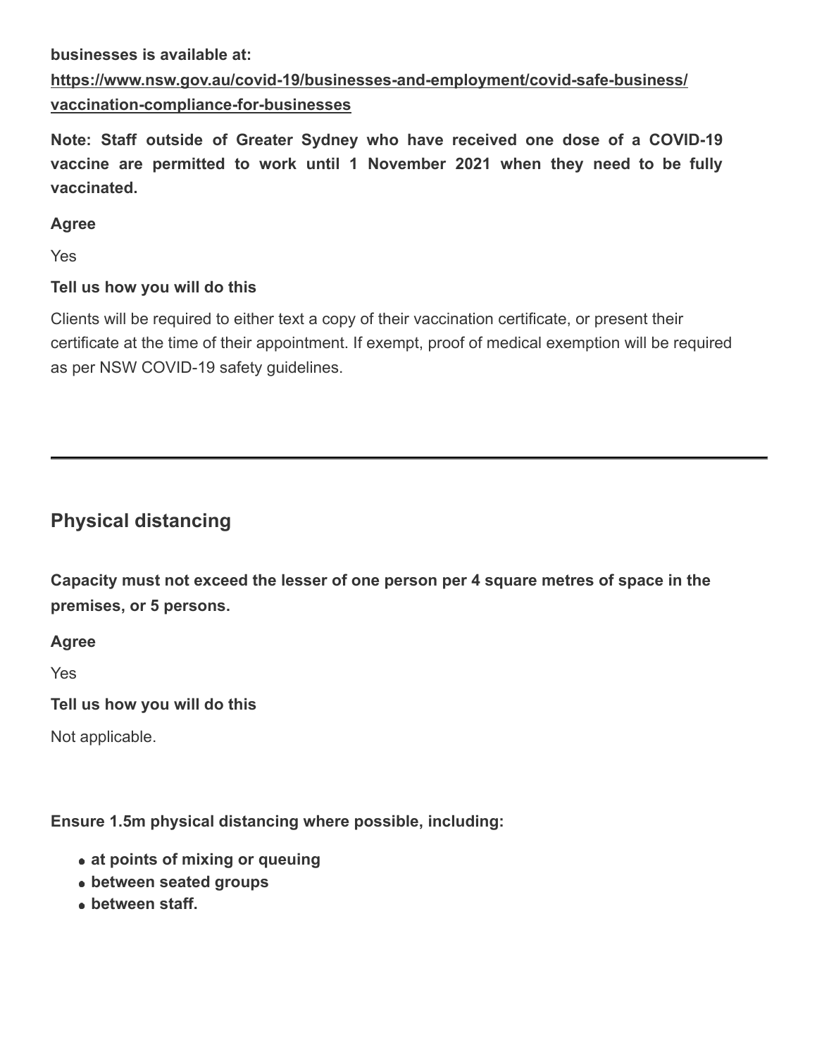**businesses is available at:**

**[https://www.nsw.gov.au/covid-19/businesses-and-employment/covid-safe-business/vaccination-compliance-for-businesses](https://www.nsw.gov.au/covid-19/businesses-and-employment/covid-safe-business/vaccination-compliance-for-businesses)**

**Note: Staff outside of Greater Sydney who have received one dose of a COVID-19 vaccine are permitted to work until 1 November 2021 when they need to be fully vaccinated.**

**Agree**

Yes

**Tell us how you will do this**

Clients will be required to either text a copy of their vaccination certificate, or present their certificate at the time of their appointment. If exempt, proof of medical exemption will be required as per NSW COVID-19 safety guidelines.

---

## Physical distancing

**Capacity must not exceed the lesser of one person per 4 square metres of space in the premises, or 5 persons.**

**Agree**

Yes

**Tell us how you will do this**

Not applicable.

**Ensure 1.5m physical distancing where possible, including:**

- **at points of mixing or queuing**
- **between seated groups**
- **between staff.**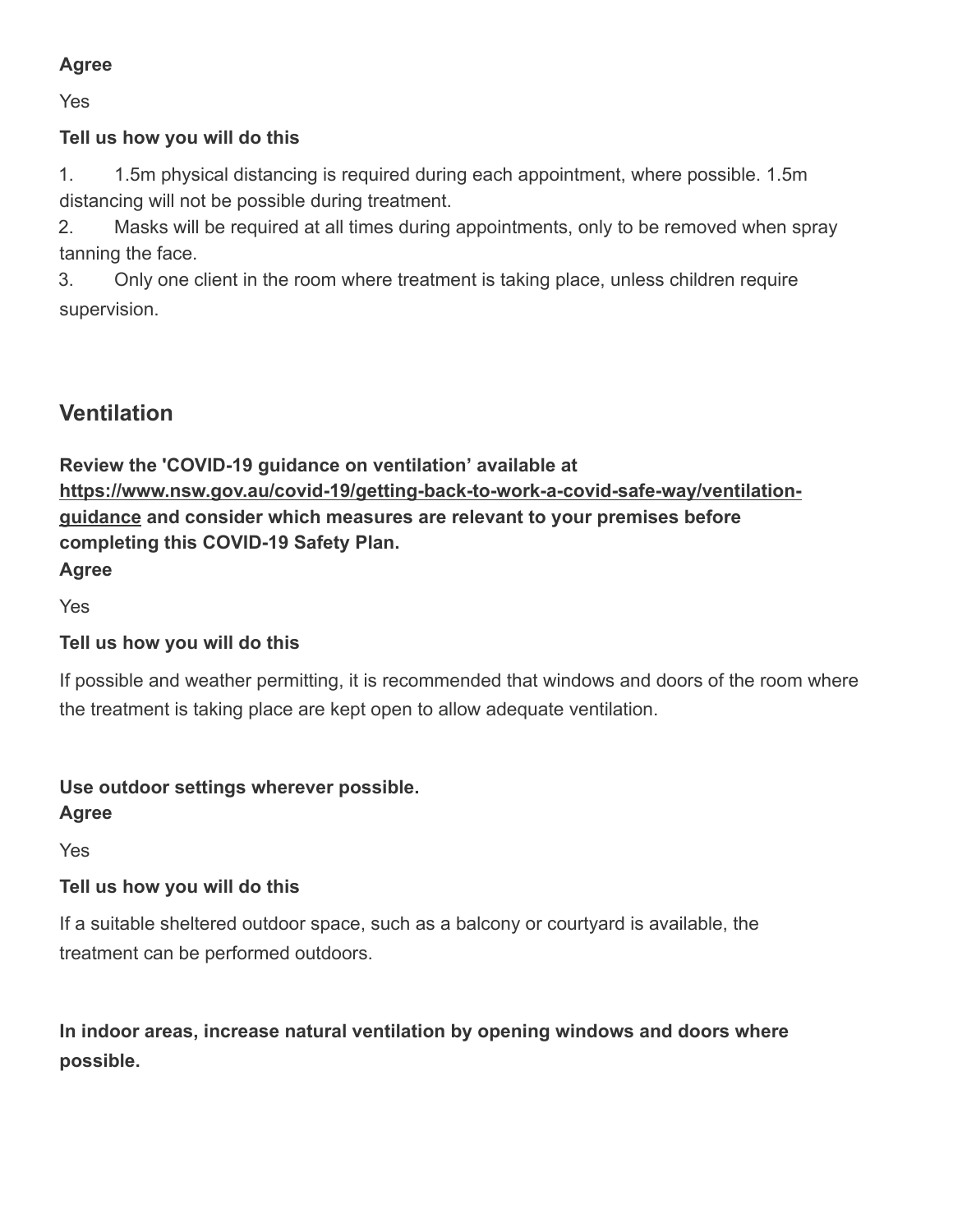**Agree**

Yes

**Tell us how you will do this**

1. 1.5m physical distancing is required during each appointment, where possible. 1.5m distancing will not be possible during treatment.
2. Masks will be required at all times during appointments, only to be removed when spray tanning the face.
3. Only one client in the room where treatment is taking place, unless children require supervision.

## Ventilation

**Review the 'COVID-19 guidance on ventilation' available at [https://www.nsw.gov.au/covid-19/getting-back-to-work-a-covid-safe-way/ventilation-guidance](https://www.nsw.gov.au/covid-19/getting-back-to-work-a-covid-safe-way/ventilation-guidance) and consider which measures are relevant to your premises before completing this COVID-19 Safety Plan.**

**Agree**

Yes

**Tell us how you will do this**

If possible and weather permitting, it is recommended that windows and doors of the room where the treatment is taking place are kept open to allow adequate ventilation.

**Use outdoor settings wherever possible.**

**Agree**

Yes

**Tell us how you will do this**

If a suitable sheltered outdoor space, such as a balcony or courtyard is available, the treatment can be performed outdoors.

**In indoor areas, increase natural ventilation by opening windows and doors where possible.**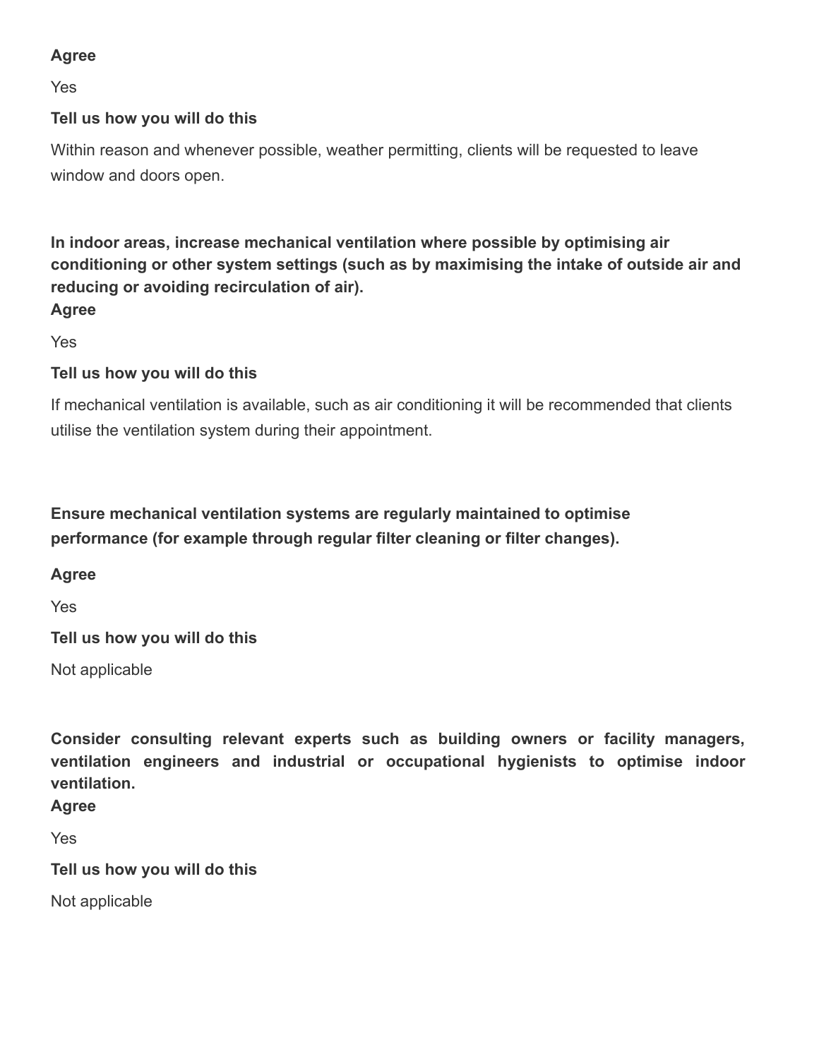**Agree**

Yes

**Tell us how you will do this**

Within reason and whenever possible, weather permitting, clients will be requested to leave window and doors open.

**In indoor areas, increase mechanical ventilation where possible by optimising air conditioning or other system settings (such as by maximising the intake of outside air and reducing or avoiding recirculation of air).**

**Agree**

Yes

**Tell us how you will do this**

If mechanical ventilation is available, such as air conditioning it will be recommended that clients utilise the ventilation system during their appointment.

**Ensure mechanical ventilation systems are regularly maintained to optimise performance (for example through regular filter cleaning or filter changes).**

**Agree**

Yes

**Tell us how you will do this**

Not applicable

**Consider consulting relevant experts such as building owners or facility managers, ventilation engineers and industrial or occupational hygienists to optimise indoor ventilation.**

**Agree**

Yes

**Tell us how you will do this**

Not applicable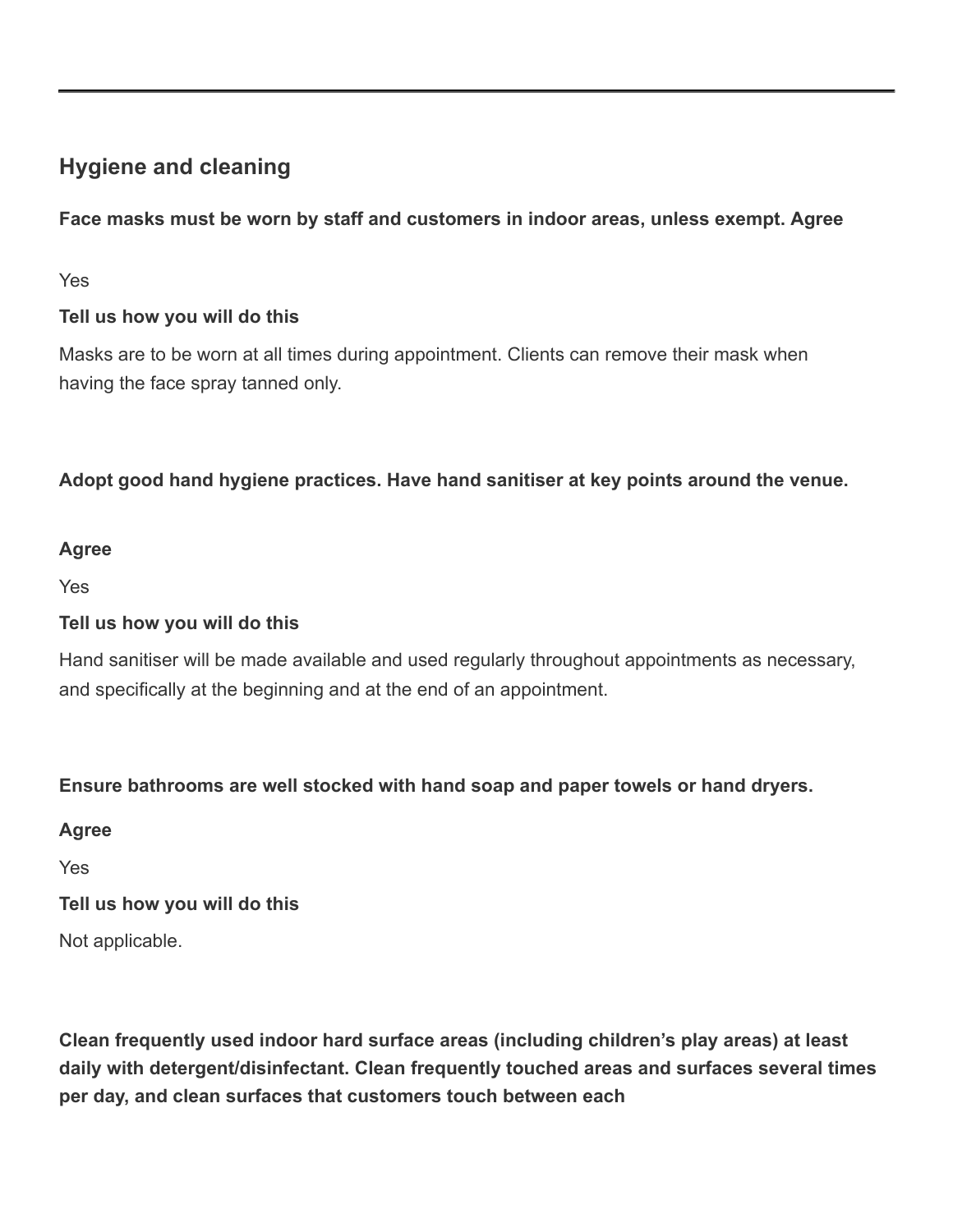## Hygiene and cleaning

**Face masks must be worn by staff and customers in indoor areas, unless exempt. Agree**

Yes

**Tell us how you will do this**

Masks are to be worn at all times during appointment. Clients can remove their mask when having the face spray tanned only.

**Adopt good hand hygiene practices. Have hand sanitiser at key points around the venue.**

**Agree**

Yes

**Tell us how you will do this**

Hand sanitiser will be made available and used regularly throughout appointments as necessary, and specifically at the beginning and at the end of an appointment.

**Ensure bathrooms are well stocked with hand soap and paper towels or hand dryers.**

**Agree**

Yes

**Tell us how you will do this**

Not applicable.

**Clean frequently used indoor hard surface areas (including children's play areas) at least daily with detergent/disinfectant. Clean frequently touched areas and surfaces several times per day, and clean surfaces that customers touch between each**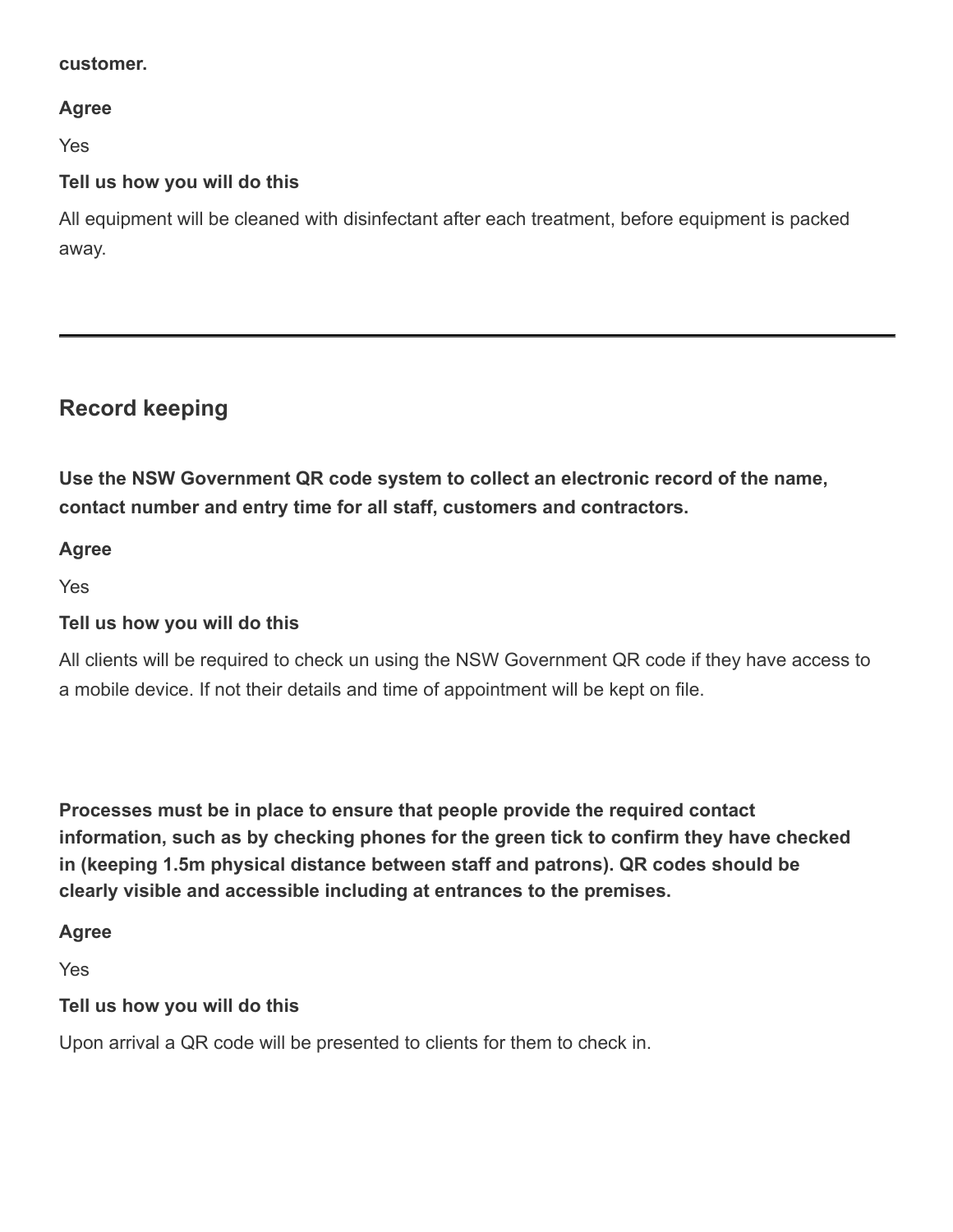**customer.**

**Agree**

Yes

**Tell us how you will do this**

All equipment will be cleaned with disinfectant after each treatment, before equipment is packed away.

---

## Record keeping

**Use the NSW Government QR code system to collect an electronic record of the name, contact number and entry time for all staff, customers and contractors.**

**Agree**

Yes

**Tell us how you will do this**

All clients will be required to check un using the NSW Government QR code if they have access to a mobile device. If not their details and time of appointment will be kept on file.

**Processes must be in place to ensure that people provide the required contact information, such as by checking phones for the green tick to confirm they have checked in (keeping 1.5m physical distance between staff and patrons). QR codes should be clearly visible and accessible including at entrances to the premises.**

**Agree**

Yes

**Tell us how you will do this**

Upon arrival a QR code will be presented to clients for them to check in.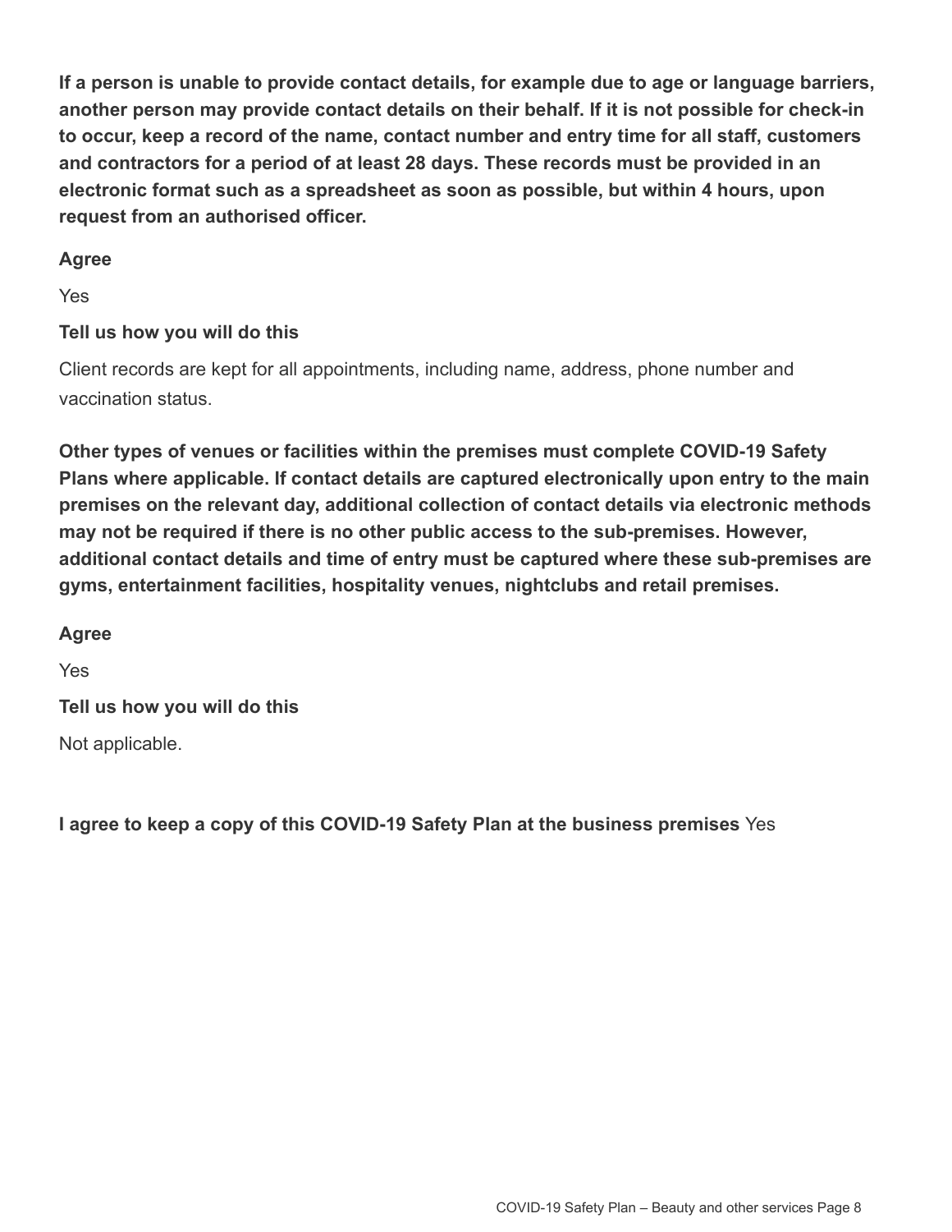**If a person is unable to provide contact details, for example due to age or language barriers, another person may provide contact details on their behalf. If it is not possible for check-in to occur, keep a record of the name, contact number and entry time for all staff, customers and contractors for a period of at least 28 days. These records must be provided in an electronic format such as a spreadsheet as soon as possible, but within 4 hours, upon request from an authorised officer.**

**Agree**

Yes

**Tell us how you will do this**

Client records are kept for all appointments, including name, address, phone number and vaccination status.

**Other types of venues or facilities within the premises must complete COVID-19 Safety Plans where applicable. If contact details are captured electronically upon entry to the main premises on the relevant day, additional collection of contact details via electronic methods may not be required if there is no other public access to the sub-premises. However, additional contact details and time of entry must be captured where these sub-premises are gyms, entertainment facilities, hospitality venues, nightclubs and retail premises.**

**Agree**

Yes

**Tell us how you will do this**

Not applicable.

**I agree to keep a copy of this COVID-19 Safety Plan at the business premises** Yes